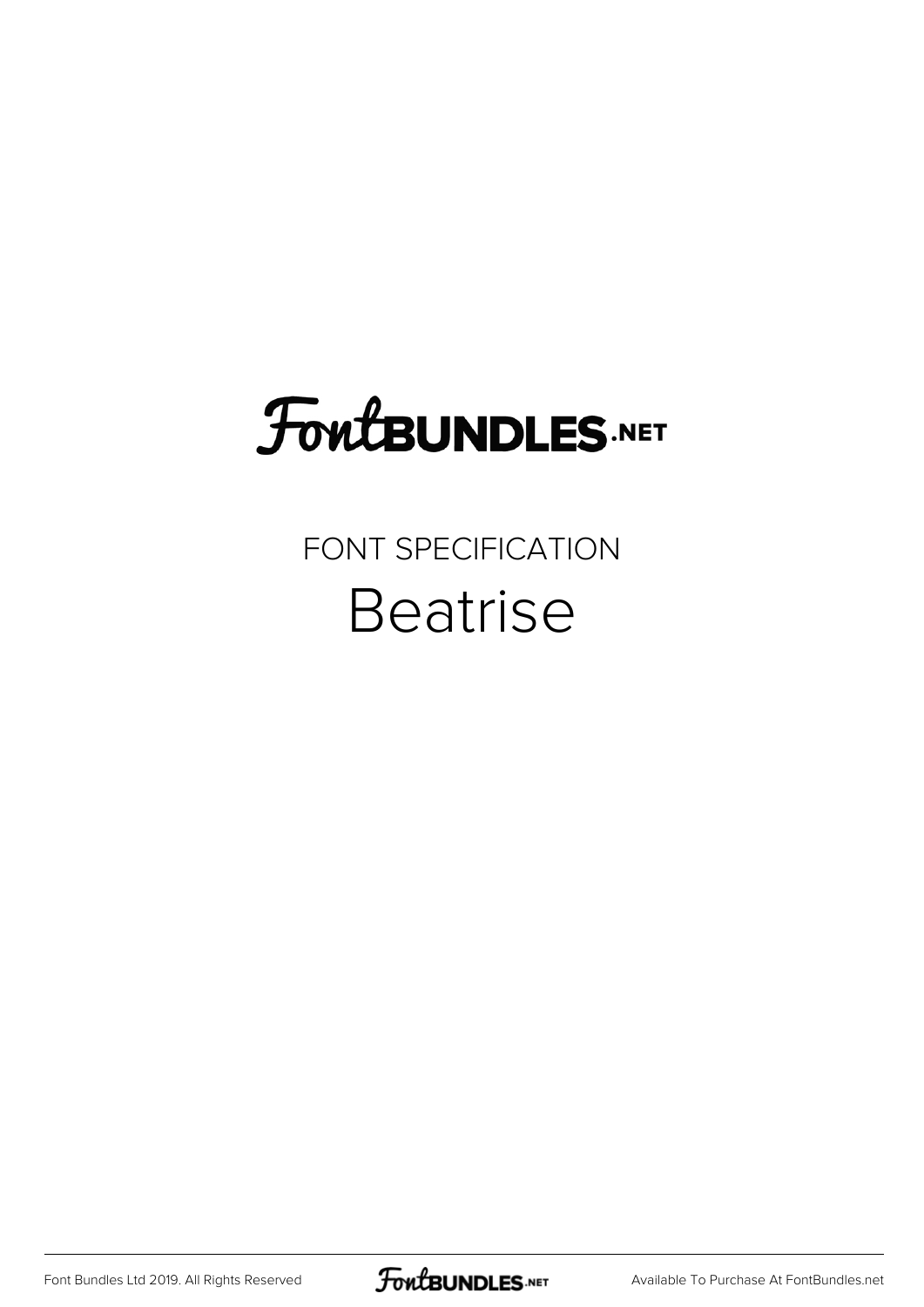# FontBUNDLES.NET

## FONT SPECIFICATION

# Beatrise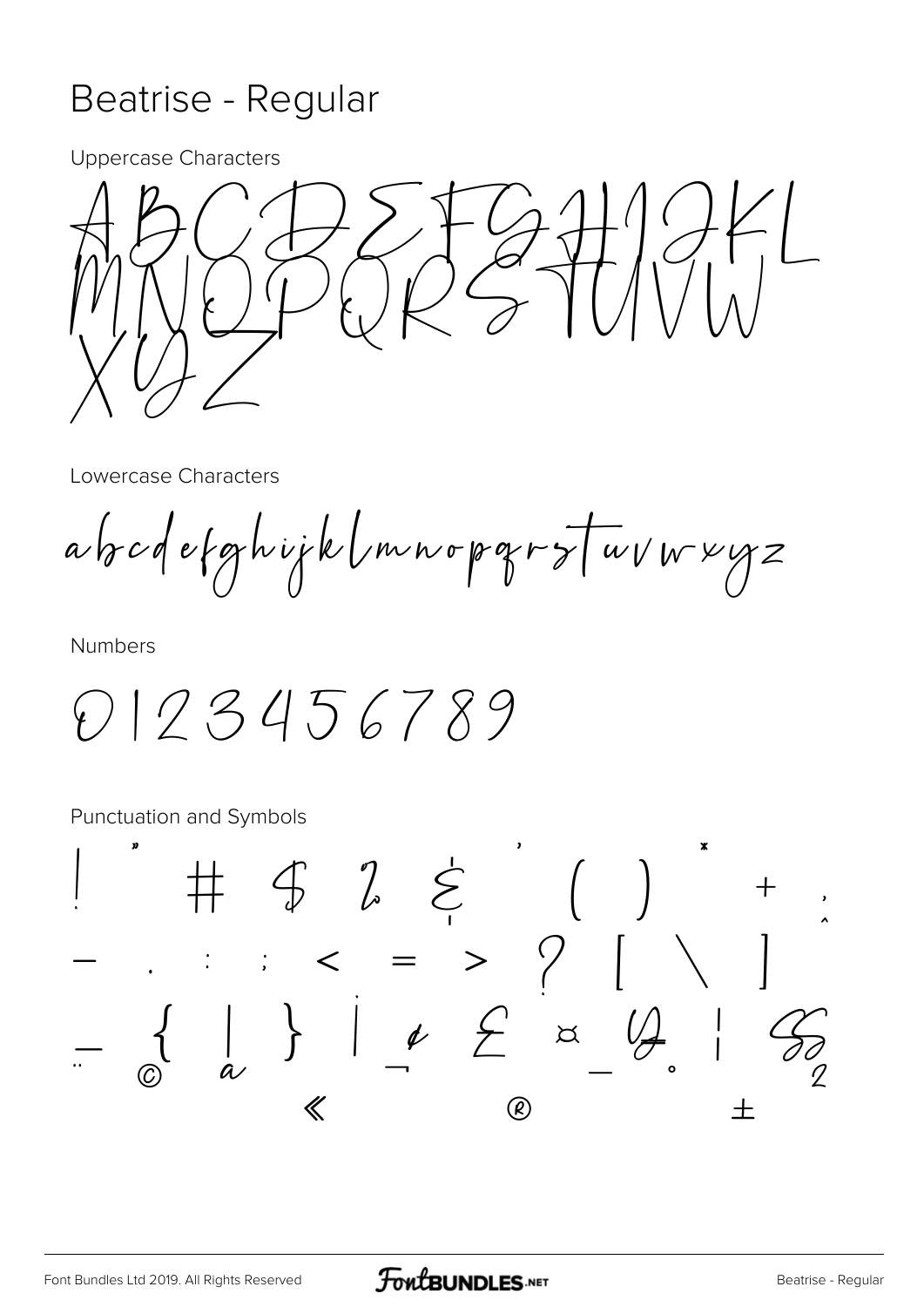# Beatrise - Regular

Uppercase Characters

ABCDEFGHIJKL
MNOPQRSTUVW
XYZ

Lowercase Characters

abcdefghijklmnopqrstuvwxyz

Numbers

0123456789

Punctuation and Symbols

! " # $ % & ' ( ) * + ,
- . : ; < = > ? [ \ ]
^ _ { | } ¡ ¢ £ ¤ ¥ ¦ §
¨ © ª « ¬ ® ¯ ° ± ²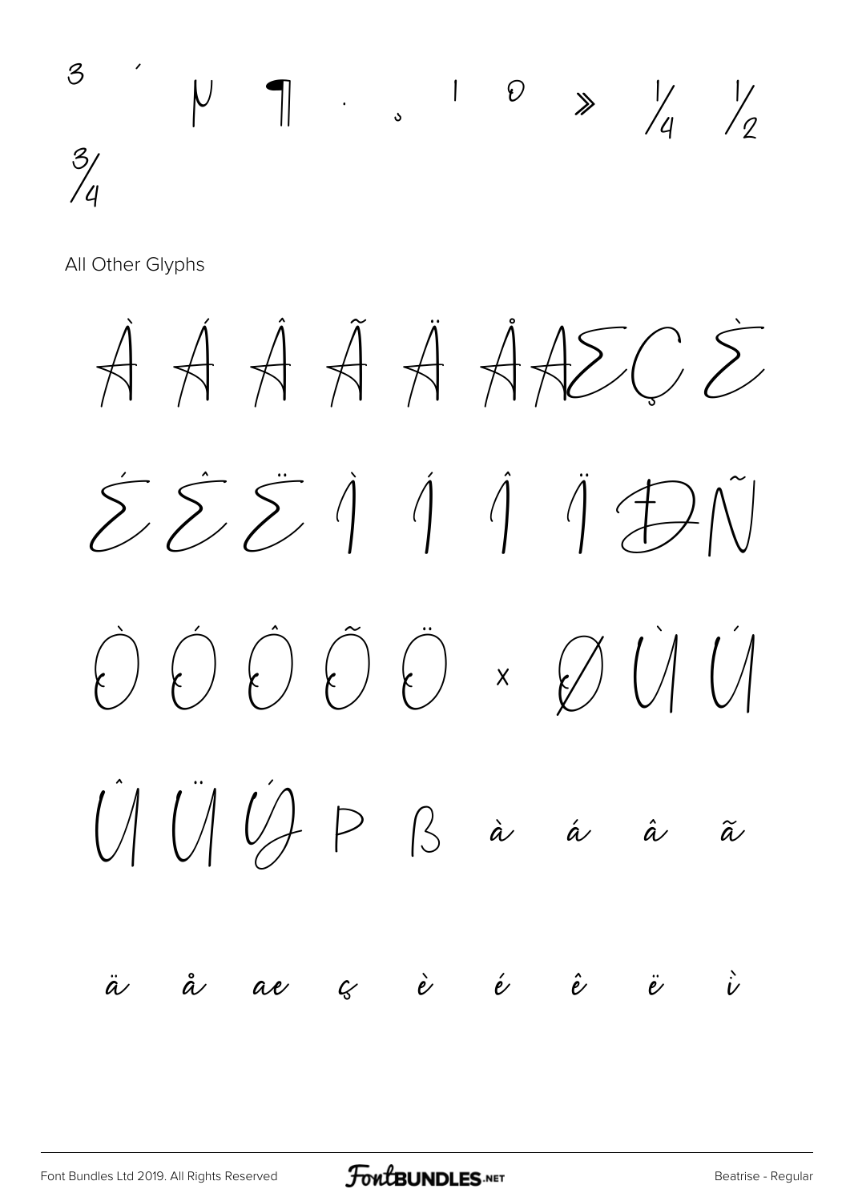³ ´ µ ¶ · ¸ ¹ º » ¼ ½
¾

All Other Glyphs

À Á Â Ã Ä Å Æ Ç È

É Ê Ë Ì Í Î Ï Ð Ñ

Ò Ó Ô Õ Ö × Ø Ù Ú

Û Ü Ý Þ ß à á â ã

ä å æ ç è é ê ë ì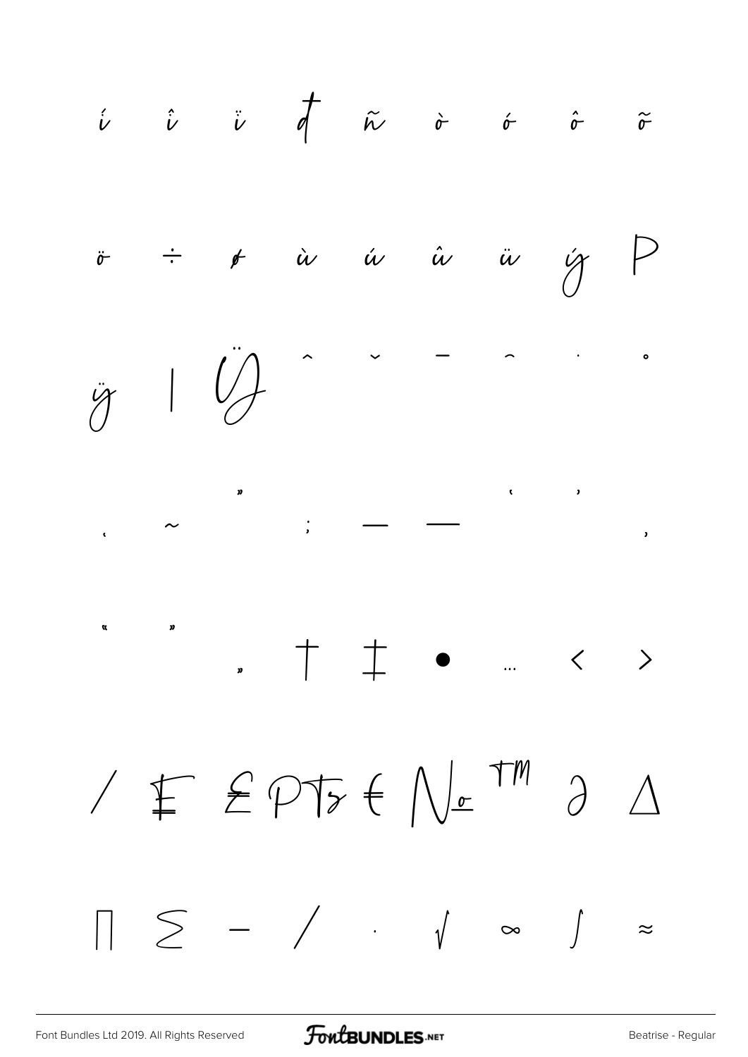í î ï đ ñ ò ó ô õ

ö ÷ ø ù ú û ü ý þ

ÿ ı Ÿ ˆ ˇ ¯ ˘ ˙ ˚

¸ ˜ ˝ ; – — ‘ ’ ‚

“ ” „ † ‡ • … ‹ ›

⁄ ₤ ₤ ₧ ₮ € № ™ ∂ ∆

∏ ∑ − ∕ ∙ √ ∞ ∫ ≈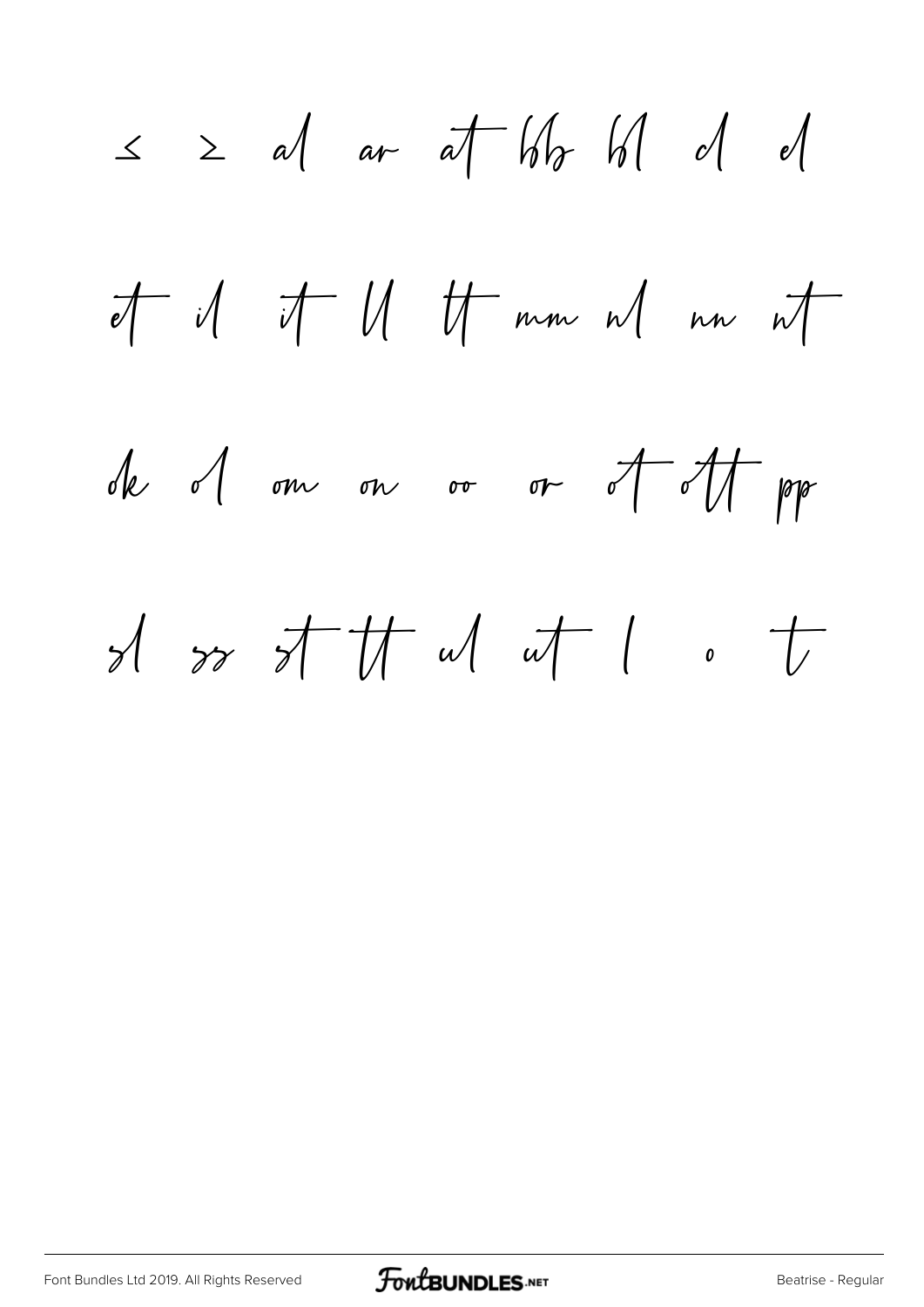≤ ≥ al ar at bb bl cl el

et il it ll tt mm nl nn nt

ok ol om on oo or ot ott pp

sl ss st tt ul ut l o t